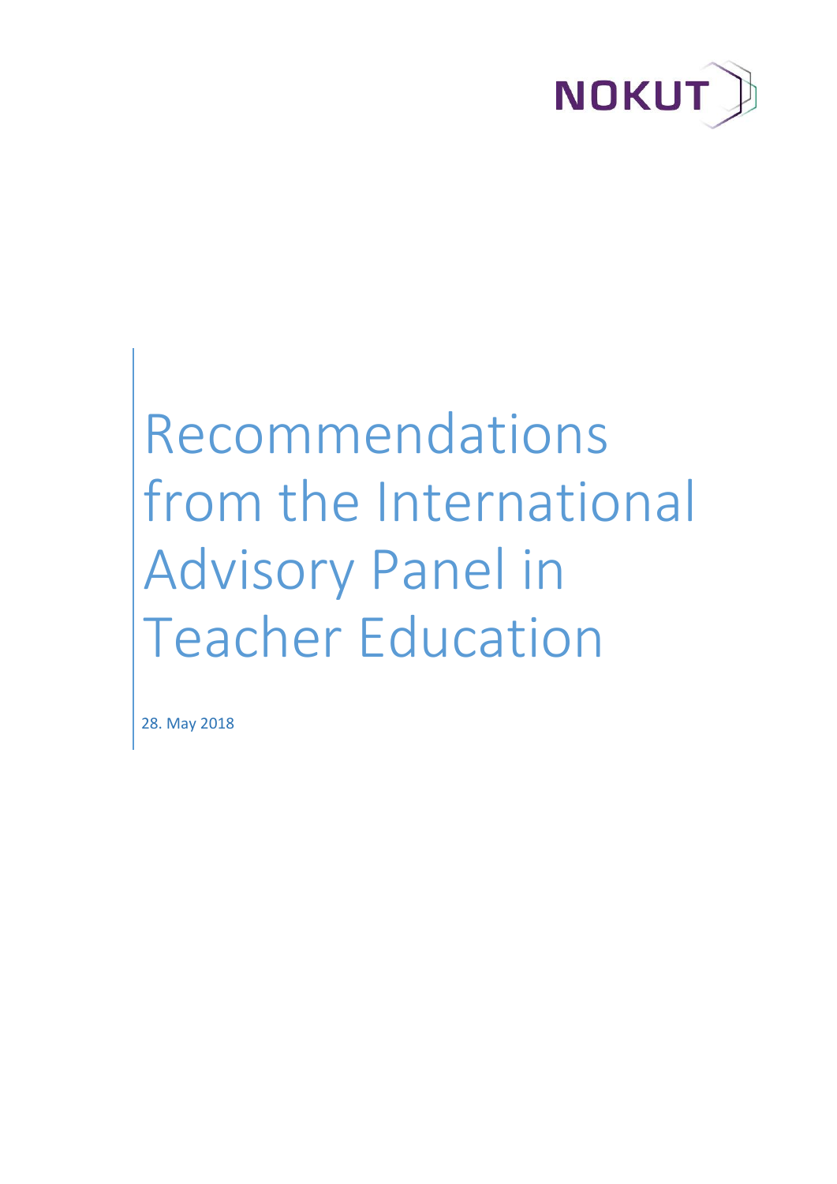NOKUT

# Recommendations from the International Advisory Panel in Teacher Education

28. May 2018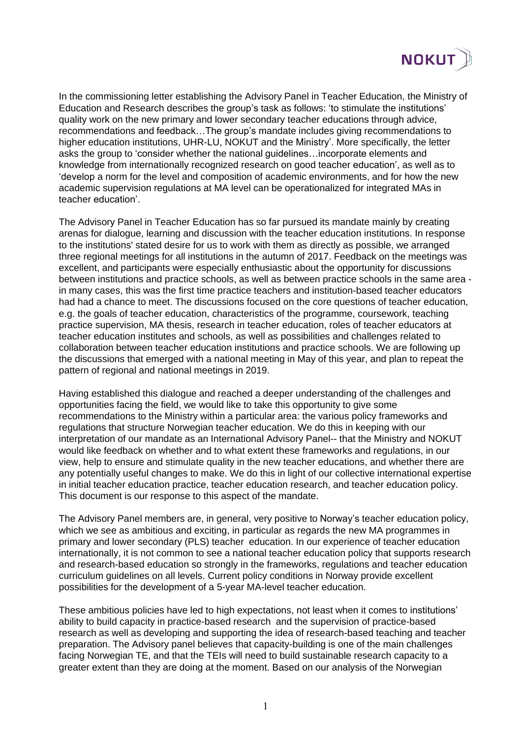In the commissioning letter establishing the Advisory Panel in Teacher Education, the Ministry of Education and Research describes the group's task as follows: 'to stimulate the institutions' quality work on the new primary and lower secondary teacher educations through advice, recommendations and feedback…The group's mandate includes giving recommendations to higher education institutions, UHR-LU, NOKUT and the Ministry'. More specifically, the letter asks the group to 'consider whether the national guidelines…incorporate elements and knowledge from internationally recognized research on good teacher education', as well as to 'develop a norm for the level and composition of academic environments, and for how the new academic supervision regulations at MA level can be operationalized for integrated MAs in teacher education'.

The Advisory Panel in Teacher Education has so far pursued its mandate mainly by creating arenas for dialogue, learning and discussion with the teacher education institutions. In response to the institutions' stated desire for us to work with them as directly as possible, we arranged three regional meetings for all institutions in the autumn of 2017. Feedback on the meetings was excellent, and participants were especially enthusiastic about the opportunity for discussions between institutions and practice schools, as well as between practice schools in the same area - in many cases, this was the first time practice teachers and institution-based teacher educators had had a chance to meet. The discussions focused on the core questions of teacher education, e.g. the goals of teacher education, characteristics of the programme, coursework, teaching practice supervision, MA thesis, research in teacher education, roles of teacher educators at teacher education institutes and schools, as well as possibilities and challenges related to collaboration between teacher education institutions and practice schools. We are following up the discussions that emerged with a national meeting in May of this year, and plan to repeat the pattern of regional and national meetings in 2019.

Having established this dialogue and reached a deeper understanding of the challenges and opportunities facing the field, we would like to take this opportunity to give some recommendations to the Ministry within a particular area: the various policy frameworks and regulations that structure Norwegian teacher education. We do this in keeping with our interpretation of our mandate as an International Advisory Panel-- that the Ministry and NOKUT would like feedback on whether and to what extent these frameworks and regulations, in our view, help to ensure and stimulate quality in the new teacher educations, and whether there are any potentially useful changes to make. We do this in light of our collective international expertise in initial teacher education practice, teacher education research, and teacher education policy. This document is our response to this aspect of the mandate.

The Advisory Panel members are, in general, very positive to Norway's teacher education policy, which we see as ambitious and exciting, in particular as regards the new MA programmes in primary and lower secondary (PLS) teacher education. In our experience of teacher education internationally, it is not common to see a national teacher education policy that supports research and research-based education so strongly in the frameworks, regulations and teacher education curriculum guidelines on all levels. Current policy conditions in Norway provide excellent possibilities for the development of a 5-year MA-level teacher education.

These ambitious policies have led to high expectations, not least when it comes to institutions' ability to build capacity in practice-based research and the supervision of practice-based research as well as developing and supporting the idea of research-based teaching and teacher preparation. The Advisory panel believes that capacity-building is one of the main challenges facing Norwegian TE, and that the TEIs will need to build sustainable research capacity to a greater extent than they are doing at the moment. Based on our analysis of the Norwegian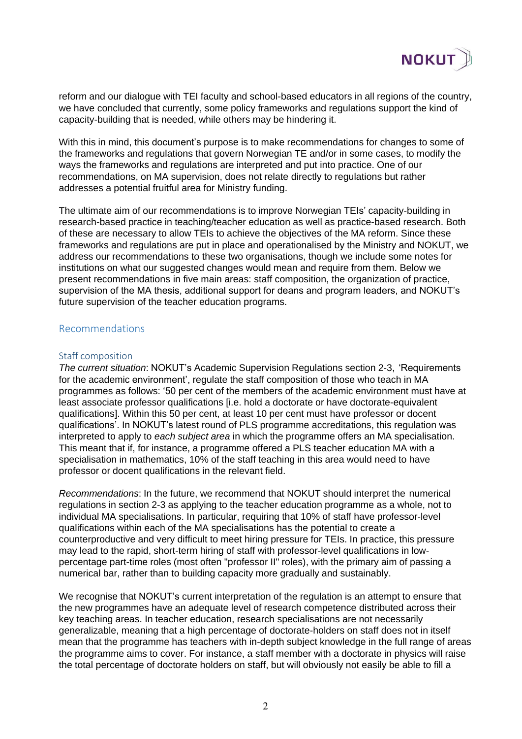reform and our dialogue with TEI faculty and school-based educators in all regions of the country, we have concluded that currently, some policy frameworks and regulations support the kind of capacity-building that is needed, while others may be hindering it.

With this in mind, this document's purpose is to make recommendations for changes to some of the frameworks and regulations that govern Norwegian TE and/or in some cases, to modify the ways the frameworks and regulations are interpreted and put into practice. One of our recommendations, on MA supervision, does not relate directly to regulations but rather addresses a potential fruitful area for Ministry funding.

The ultimate aim of our recommendations is to improve Norwegian TEIs' capacity-building in research-based practice in teaching/teacher education as well as practice-based research. Both of these are necessary to allow TEIs to achieve the objectives of the MA reform. Since these frameworks and regulations are put in place and operationalised by the Ministry and NOKUT, we address our recommendations to these two organisations, though we include some notes for institutions on what our suggested changes would mean and require from them. Below we present recommendations in five main areas: staff composition, the organization of practice, supervision of the MA thesis, additional support for deans and program leaders, and NOKUT's future supervision of the teacher education programs.

## Recommendations

### Staff composition

*The current situation*: NOKUT's Academic Supervision Regulations section 2-3, 'Requirements for the academic environment', regulate the staff composition of those who teach in MA programmes as follows: '50 per cent of the members of the academic environment must have at least associate professor qualifications [i.e. hold a doctorate or have doctorate-equivalent qualifications]. Within this 50 per cent, at least 10 per cent must have professor or docent qualifications'. In NOKUT's latest round of PLS programme accreditations, this regulation was interpreted to apply to *each subject area* in which the programme offers an MA specialisation. This meant that if, for instance, a programme offered a PLS teacher education MA with a specialisation in mathematics, 10% of the staff teaching in this area would need to have professor or docent qualifications in the relevant field.

*Recommendations*: In the future, we recommend that NOKUT should interpret the numerical regulations in section 2-3 as applying to the teacher education programme as a whole, not to individual MA specialisations. In particular, requiring that 10% of staff have professor-level qualifications within each of the MA specialisations has the potential to create a counterproductive and very difficult to meet hiring pressure for TEIs. In practice, this pressure may lead to the rapid, short-term hiring of staff with professor-level qualifications in low-percentage part-time roles (most often "professor II" roles), with the primary aim of passing a numerical bar, rather than to building capacity more gradually and sustainably.

We recognise that NOKUT's current interpretation of the regulation is an attempt to ensure that the new programmes have an adequate level of research competence distributed across their key teaching areas. In teacher education, research specialisations are not necessarily generalizable, meaning that a high percentage of doctorate-holders on staff does not in itself mean that the programme has teachers with in-depth subject knowledge in the full range of areas the programme aims to cover. For instance, a staff member with a doctorate in physics will raise the total percentage of doctorate holders on staff, but will obviously not easily be able to fill a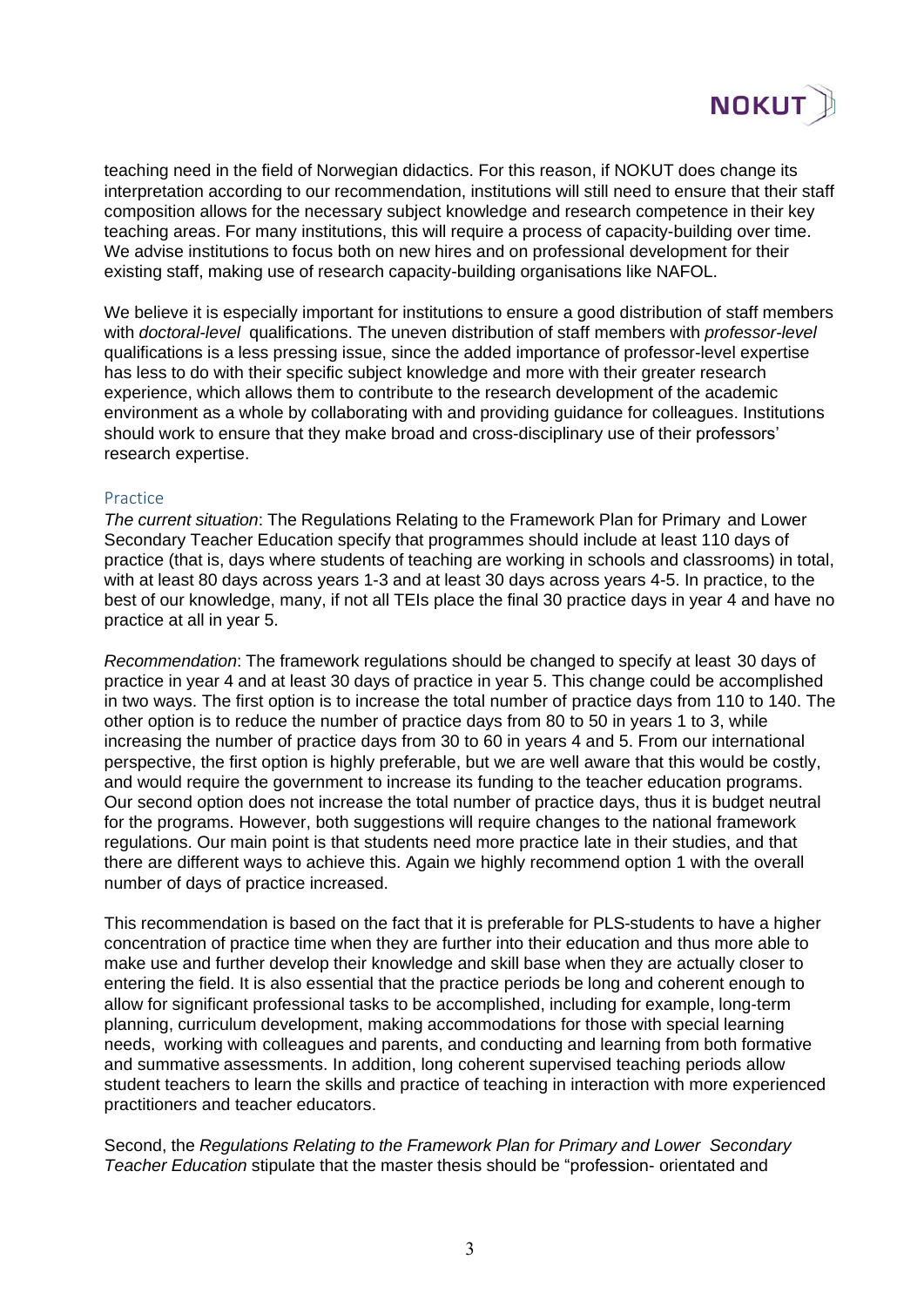teaching need in the field of Norwegian didactics. For this reason, if NOKUT does change its interpretation according to our recommendation, institutions will still need to ensure that their staff composition allows for the necessary subject knowledge and research competence in their key teaching areas. For many institutions, this will require a process of capacity-building over time. We advise institutions to focus both on new hires and on professional development for their existing staff, making use of research capacity-building organisations like NAFOL.

We believe it is especially important for institutions to ensure a good distribution of staff members with *doctoral-level* qualifications. The uneven distribution of staff members with *professor-level* qualifications is a less pressing issue, since the added importance of professor-level expertise has less to do with their specific subject knowledge and more with their greater research experience, which allows them to contribute to the research development of the academic environment as a whole by collaborating with and providing guidance for colleagues. Institutions should work to ensure that they make broad and cross-disciplinary use of their professors' research expertise.

## Practice

*The current situation*: The Regulations Relating to the Framework Plan for Primary and Lower Secondary Teacher Education specify that programmes should include at least 110 days of practice (that is, days where students of teaching are working in schools and classrooms) in total, with at least 80 days across years 1-3 and at least 30 days across years 4-5. In practice, to the best of our knowledge, many, if not all TEIs place the final 30 practice days in year 4 and have no practice at all in year 5.

*Recommendation*: The framework regulations should be changed to specify at least 30 days of practice in year 4 and at least 30 days of practice in year 5. This change could be accomplished in two ways. The first option is to increase the total number of practice days from 110 to 140. The other option is to reduce the number of practice days from 80 to 50 in years 1 to 3, while increasing the number of practice days from 30 to 60 in years 4 and 5. From our international perspective, the first option is highly preferable, but we are well aware that this would be costly, and would require the government to increase its funding to the teacher education programs. Our second option does not increase the total number of practice days, thus it is budget neutral for the programs. However, both suggestions will require changes to the national framework regulations. Our main point is that students need more practice late in their studies, and that there are different ways to achieve this. Again we highly recommend option 1 with the overall number of days of practice increased.

This recommendation is based on the fact that it is preferable for PLS-students to have a higher concentration of practice time when they are further into their education and thus more able to make use and further develop their knowledge and skill base when they are actually closer to entering the field. It is also essential that the practice periods be long and coherent enough to allow for significant professional tasks to be accomplished, including for example, long-term planning, curriculum development, making accommodations for those with special learning needs, working with colleagues and parents, and conducting and learning from both formative and summative assessments. In addition, long coherent supervised teaching periods allow student teachers to learn the skills and practice of teaching in interaction with more experienced practitioners and teacher educators.

Second, the *Regulations Relating to the Framework Plan for Primary and Lower Secondary Teacher Education* stipulate that the master thesis should be "profession- orientated and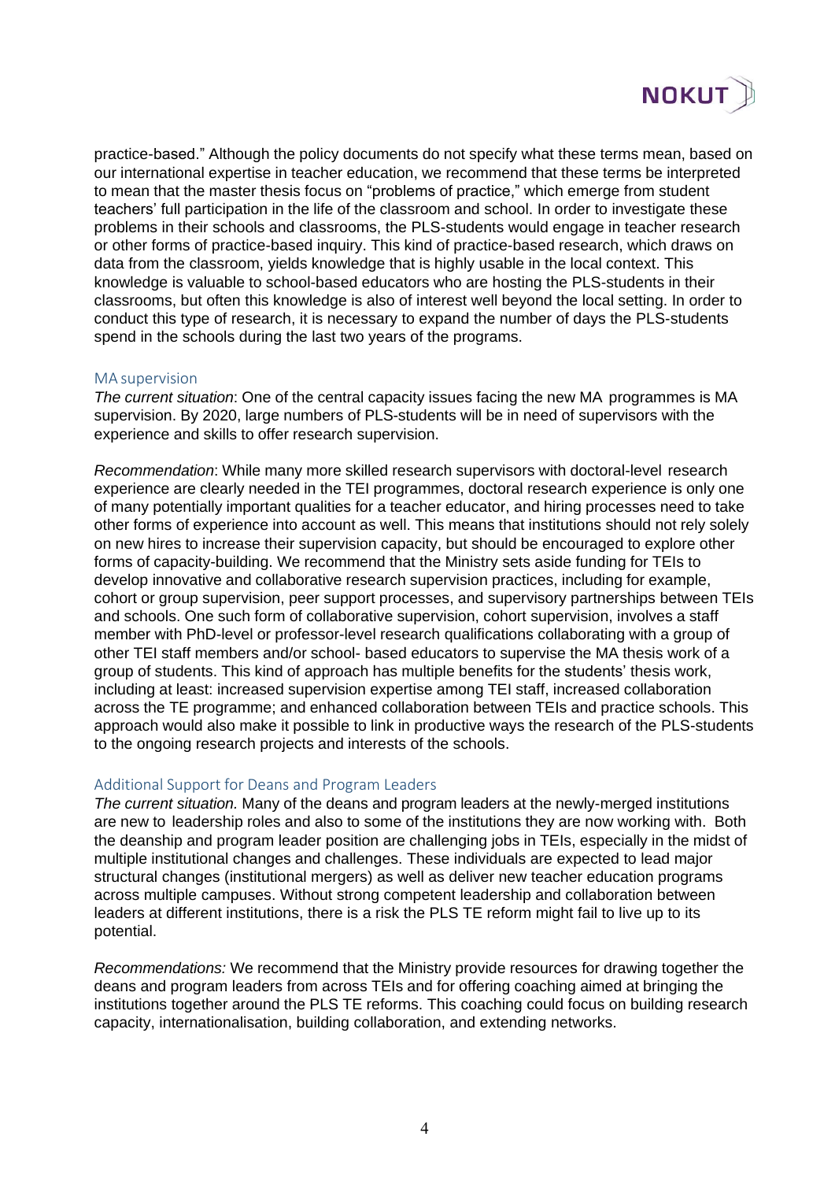practice-based." Although the policy documents do not specify what these terms mean, based on our international expertise in teacher education, we recommend that these terms be interpreted to mean that the master thesis focus on "problems of practice," which emerge from student teachers' full participation in the life of the classroom and school. In order to investigate these problems in their schools and classrooms, the PLS-students would engage in teacher research or other forms of practice-based inquiry. This kind of practice-based research, which draws on data from the classroom, yields knowledge that is highly usable in the local context. This knowledge is valuable to school-based educators who are hosting the PLS-students in their classrooms, but often this knowledge is also of interest well beyond the local setting. In order to conduct this type of research, it is necessary to expand the number of days the PLS-students spend in the schools during the last two years of the programs.

### MA supervision

*The current situation*: One of the central capacity issues facing the new MA programmes is MA supervision. By 2020, large numbers of PLS-students will be in need of supervisors with the experience and skills to offer research supervision.

*Recommendation*: While many more skilled research supervisors with doctoral-level research experience are clearly needed in the TEI programmes, doctoral research experience is only one of many potentially important qualities for a teacher educator, and hiring processes need to take other forms of experience into account as well. This means that institutions should not rely solely on new hires to increase their supervision capacity, but should be encouraged to explore other forms of capacity-building. We recommend that the Ministry sets aside funding for TEIs to develop innovative and collaborative research supervision practices, including for example, cohort or group supervision, peer support processes, and supervisory partnerships between TEIs and schools. One such form of collaborative supervision, cohort supervision, involves a staff member with PhD-level or professor-level research qualifications collaborating with a group of other TEI staff members and/or school- based educators to supervise the MA thesis work of a group of students. This kind of approach has multiple benefits for the students' thesis work, including at least: increased supervision expertise among TEI staff, increased collaboration across the TE programme; and enhanced collaboration between TEIs and practice schools. This approach would also make it possible to link in productive ways the research of the PLS-students to the ongoing research projects and interests of the schools.

### Additional Support for Deans and Program Leaders

*The current situation.* Many of the deans and program leaders at the newly-merged institutions are new to leadership roles and also to some of the institutions they are now working with. Both the deanship and program leader position are challenging jobs in TEIs, especially in the midst of multiple institutional changes and challenges. These individuals are expected to lead major structural changes (institutional mergers) as well as deliver new teacher education programs across multiple campuses. Without strong competent leadership and collaboration between leaders at different institutions, there is a risk the PLS TE reform might fail to live up to its potential.

*Recommendations:* We recommend that the Ministry provide resources for drawing together the deans and program leaders from across TEIs and for offering coaching aimed at bringing the institutions together around the PLS TE reforms. This coaching could focus on building research capacity, internationalisation, building collaboration, and extending networks.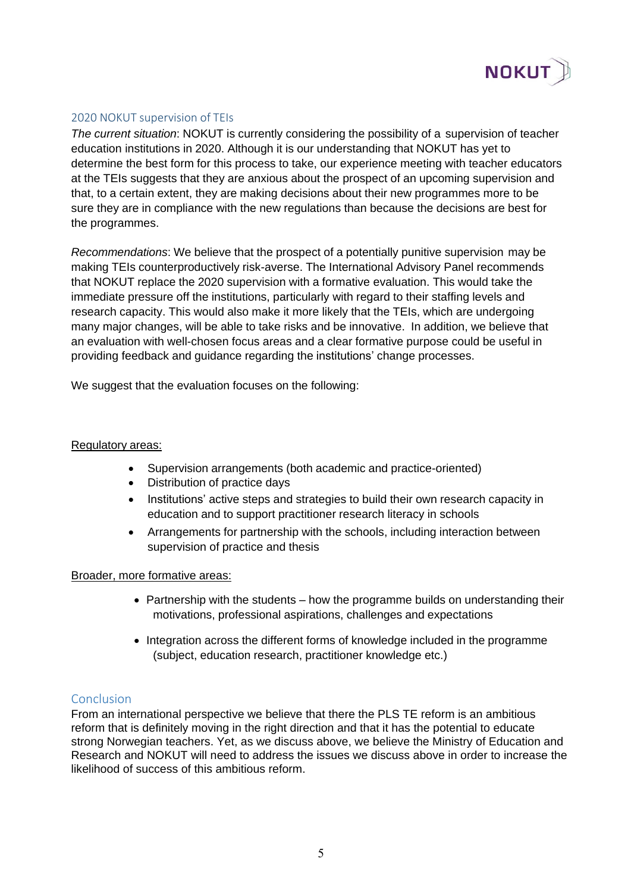## 2020 NOKUT supervision of TEIs

*The current situation*: NOKUT is currently considering the possibility of a supervision of teacher education institutions in 2020. Although it is our understanding that NOKUT has yet to determine the best form for this process to take, our experience meeting with teacher educators at the TEIs suggests that they are anxious about the prospect of an upcoming supervision and that, to a certain extent, they are making decisions about their new programmes more to be sure they are in compliance with the new regulations than because the decisions are best for the programmes.

*Recommendations*: We believe that the prospect of a potentially punitive supervision may be making TEIs counterproductively risk-averse. The International Advisory Panel recommends that NOKUT replace the 2020 supervision with a formative evaluation. This would take the immediate pressure off the institutions, particularly with regard to their staffing levels and research capacity. This would also make it more likely that the TEIs, which are undergoing many major changes, will be able to take risks and be innovative. In addition, we believe that an evaluation with well-chosen focus areas and a clear formative purpose could be useful in providing feedback and guidance regarding the institutions' change processes.

We suggest that the evaluation focuses on the following:

Regulatory areas:

- Supervision arrangements (both academic and practice-oriented)
- Distribution of practice days
- Institutions' active steps and strategies to build their own research capacity in education and to support practitioner research literacy in schools
- Arrangements for partnership with the schools, including interaction between supervision of practice and thesis

Broader, more formative areas:

- Partnership with the students – how the programme builds on understanding their motivations, professional aspirations, challenges and expectations
- Integration across the different forms of knowledge included in the programme (subject, education research, practitioner knowledge etc.)

## Conclusion

From an international perspective we believe that there the PLS TE reform is an ambitious reform that is definitely moving in the right direction and that it has the potential to educate strong Norwegian teachers. Yet, as we discuss above, we believe the Ministry of Education and Research and NOKUT will need to address the issues we discuss above in order to increase the likelihood of success of this ambitious reform.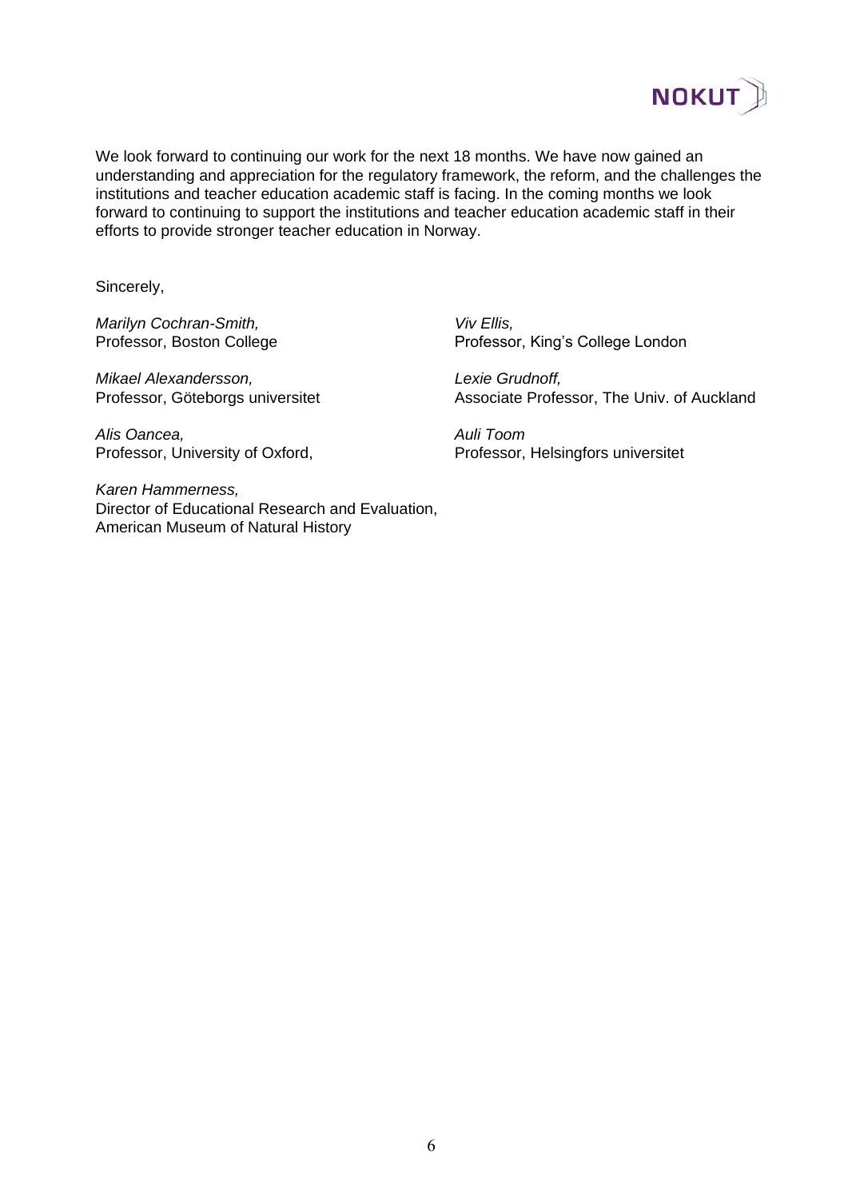We look forward to continuing our work for the next 18 months. We have now gained an understanding and appreciation for the regulatory framework, the reform, and the challenges the institutions and teacher education academic staff is facing. In the coming months we look forward to continuing to support the institutions and teacher education academic staff in their efforts to provide stronger teacher education in Norway.

Sincerely,

*Marilyn Cochran-Smith,*
Professor, Boston College

*Mikael Alexandersson,*
Professor, Göteborgs universitet

*Alis Oancea,*
Professor, University of Oxford,

*Karen Hammerness,*
Director of Educational Research and Evaluation,
American Museum of Natural History

*Viv Ellis,*
Professor, King's College London

*Lexie Grudnoff,*
Associate Professor, The Univ. of Auckland

*Auli Toom*
Professor, Helsingfors universitet